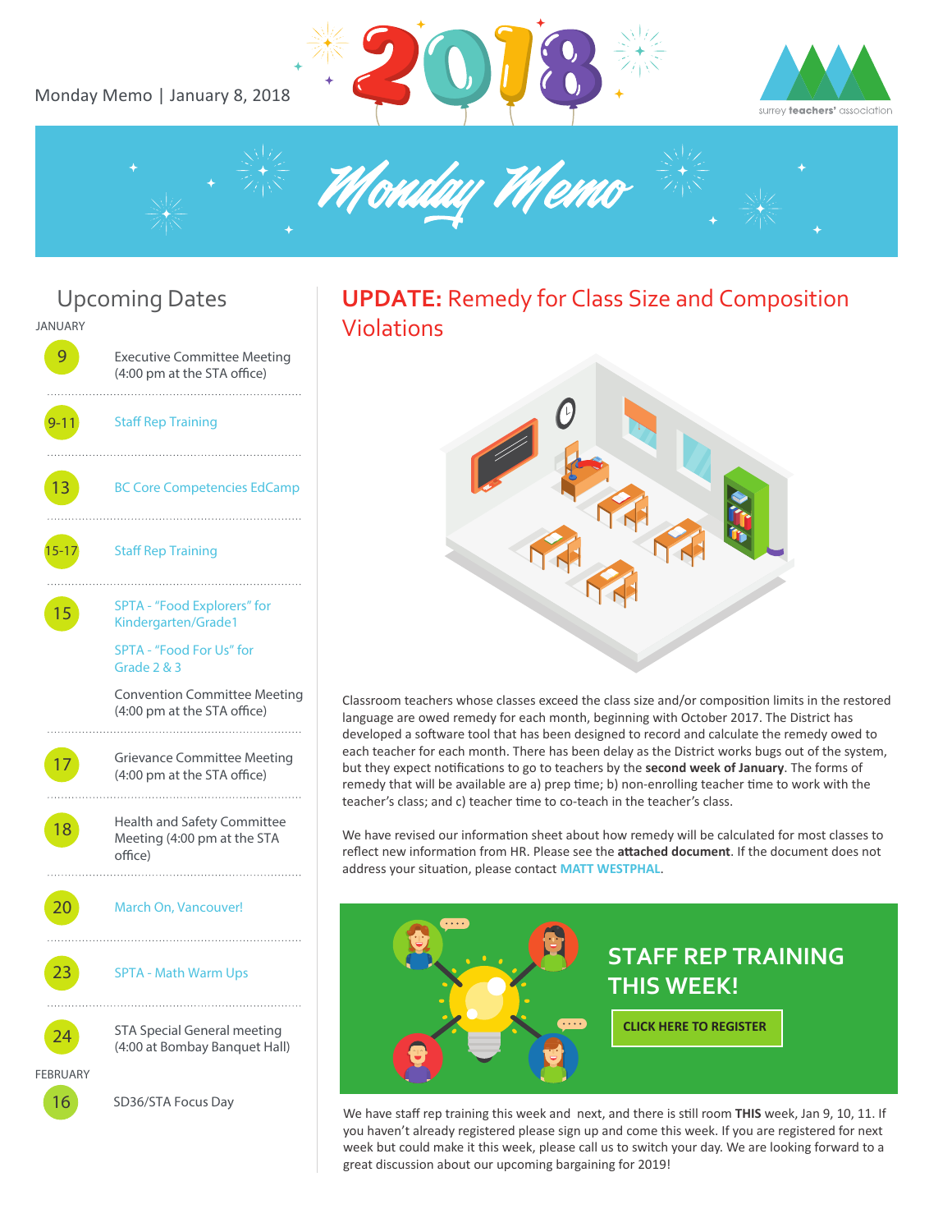Monday Memo | January 8, 2018

# Monday Memo

## Upcoming Dates

JANUARY

- **9** — Executive Committee Meeting (4:00 pm at the STA office)
- **9-11** — Staff Rep Training
- **13** — BC Core Competencies EdCamp
- **15-17** — Staff Rep Training
- **15** — SPTA - "Food Explorers" for Kindergarten/Grade1
  - SPTA - "Food For Us" for Grade 2 & 3
  - Convention Committee Meeting (4:00 pm at the STA office)
- **17** — Grievance Committee Meeting (4:00 pm at the STA office)
- **18** — Health and Safety Committee Meeting (4:00 pm at the STA office)
- **20** — March On, Vancouver!
- **23** — SPTA - Math Warm Ups
- **24** — STA Special General meeting (4:00 at Bombay Banquet Hall)

FEBRUARY

- **16** — SD36/STA Focus Day

## UPDATE: Remedy for Class Size and Composition Violations

Classroom teachers whose classes exceed the class size and/or composition limits in the restored language are owed remedy for each month, beginning with October 2017. The District has developed a software tool that has been designed to record and calculate the remedy owed to each teacher for each month. There has been delay as the District works bugs out of the system, but they expect notifications to go to teachers by the **second week of January**. The forms of remedy that will be available are a) prep time; b) non-enrolling teacher time to work with the teacher's class; and c) teacher time to co-teach in the teacher's class.

We have revised our information sheet about how remedy will be calculated for most classes to reflect new information from HR. Please see the **attached document**. If the document does not address your situation, please contact MATT WESTPHAL.

## STAFF REP TRAINING THIS WEEK!

CLICK HERE TO REGISTER

We have staff rep training this week and next, and there is still room **THIS** week, Jan 9, 10, 11. If you haven't already registered please sign up and come this week. If you are registered for next week but could make it this week, please call us to switch your day. We are looking forward to a great discussion about our upcoming bargaining for 2019!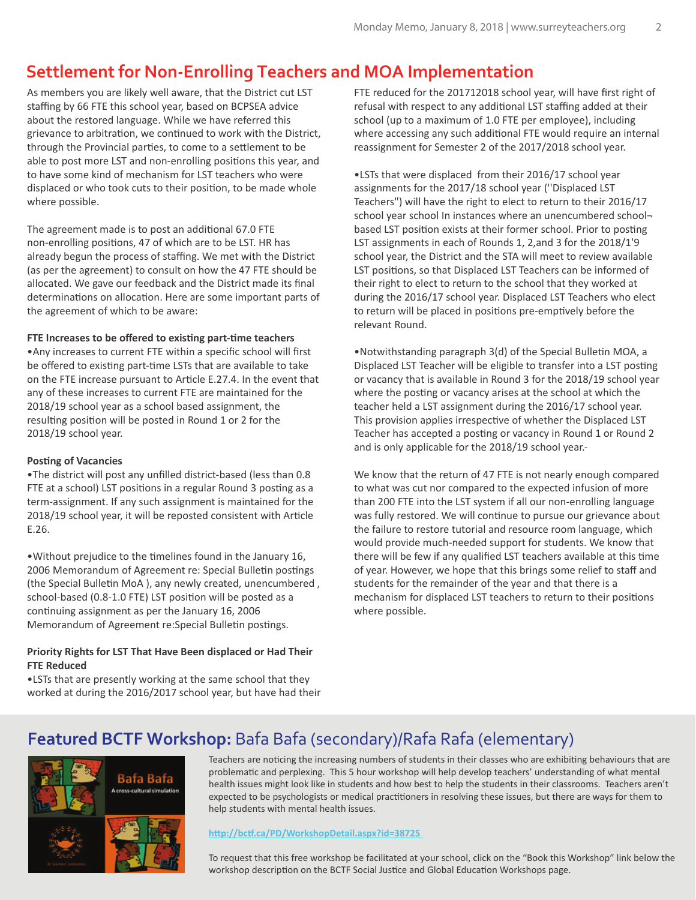## Settlement for Non-Enrolling Teachers and MOA Implementation

As members you are likely well aware, that the District cut LST staffing by 66 FTE this school year, based on BCPSEA advice about the restored language. While we have referred this grievance to arbitration, we continued to work with the District, through the Provincial parties, to come to a settlement to be able to post more LST and non-enrolling positions this year, and to have some kind of mechanism for LST teachers who were displaced or who took cuts to their position, to be made whole where possible.

The agreement made is to post an additional 67.0 FTE non-enrolling positions, 47 of which are to be LST. HR has already begun the process of staffing. We met with the District (as per the agreement) to consult on how the 47 FTE should be allocated. We gave our feedback and the District made its final determinations on allocation. Here are some important parts of the agreement of which to be aware:

**FTE Increases to be offered to existing part-time teachers**

•Any increases to current FTE within a specific school will first be offered to existing part-time LSTs that are available to take on the FTE increase pursuant to Article E.27.4. In the event that any of these increases to current FTE are maintained for the 2018/19 school year as a school based assignment, the resulting position will be posted in Round 1 or 2 for the 2018/19 school year.

**Posting of Vacancies**

•The district will post any unfilled district-based (less than 0.8 FTE at a school) LST positions in a regular Round 3 posting as a term-assignment. If any such assignment is maintained for the 2018/19 school year, it will be reposted consistent with Article E.26.

•Without prejudice to the timelines found in the January 16, 2006 Memorandum of Agreement re: Special Bulletin postings (the Special Bulletin MoA ), any newly created, unencumbered , school-based (0.8-1.0 FTE) LST position will be posted as a continuing assignment as per the January 16, 2006 Memorandum of Agreement re:Special Bulletin postings.

**Priority Rights for LST That Have Been displaced or Had Their FTE Reduced**

•LSTs that are presently working at the same school that they worked at during the 2016/2017 school year, but have had their FTE reduced for the 201712018 school year, will have first right of refusal with respect to any additional LST staffing added at their school (up to a maximum of 1.0 FTE per employee), including where accessing any such additional FTE would require an internal reassignment for Semester 2 of the 2017/2018 school year.

•LSTs that were displaced from their 2016/17 school year assignments for the 2017/18 school year (''Displaced LST Teachers") will have the right to elect to return to their 2016/17 school year school In instances where an unencumbered school¬ based LST position exists at their former school. Prior to posting LST assignments in each of Rounds 1, 2,and 3 for the 2018/1'9 school year, the District and the STA will meet to review available LST positions, so that Displaced LST Teachers can be informed of their right to elect to return to the school that they worked at during the 2016/17 school year. Displaced LST Teachers who elect to return will be placed in positions pre-emptively before the relevant Round.

•Notwithstanding paragraph 3(d) of the Special Bulletin MOA, a Displaced LST Teacher will be eligible to transfer into a LST posting or vacancy that is available in Round 3 for the 2018/19 school year where the posting or vacancy arises at the school at which the teacher held a LST assignment during the 2016/17 school year. This provision applies irrespective of whether the Displaced LST Teacher has accepted a posting or vacancy in Round 1 or Round 2 and is only applicable for the 2018/19 school year.-

We know that the return of 47 FTE is not nearly enough compared to what was cut nor compared to the expected infusion of more than 200 FTE into the LST system if all our non-enrolling language was fully restored. We will continue to pursue our grievance about the failure to restore tutorial and resource room language, which would provide much-needed support for students. We know that there will be few if any qualified LST teachers available at this time of year. However, we hope that this brings some relief to staff and students for the remainder of the year and that there is a mechanism for displaced LST teachers to return to their positions where possible.

## Featured BCTF Workshop: Bafa Bafa (secondary)/Rafa Rafa (elementary)

Teachers are noticing the increasing numbers of students in their classes who are exhibiting behaviours that are problematic and perplexing. This 5 hour workshop will help develop teachers' understanding of what mental health issues might look like in students and how best to help the students in their classrooms. Teachers aren't expected to be psychologists or medical practitioners in resolving these issues, but there are ways for them to help students with mental health issues.

http://bctf.ca/PD/WorkshopDetail.aspx?id=38725

To request that this free workshop be facilitated at your school, click on the "Book this Workshop" link below the workshop description on the BCTF Social Justice and Global Education Workshops page.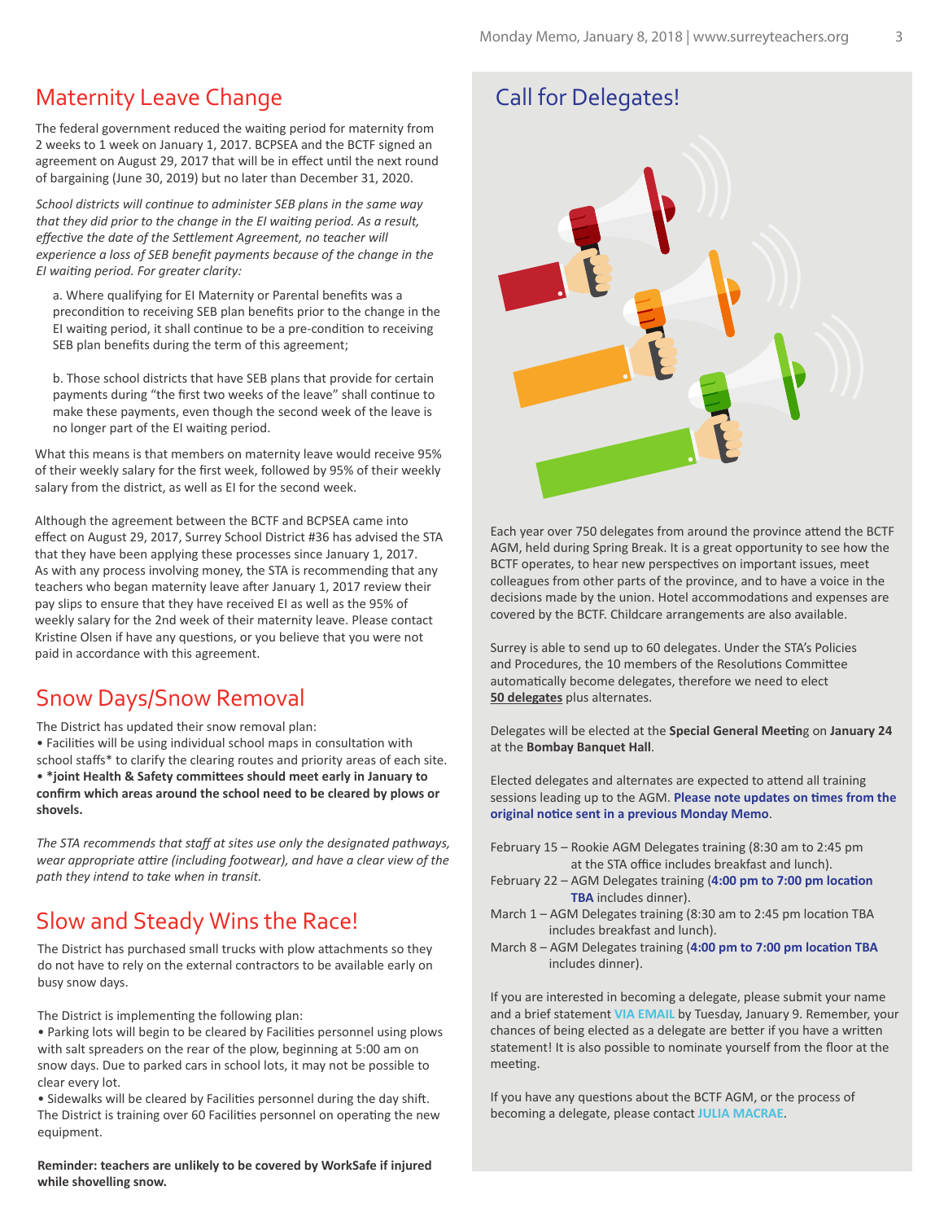## Maternity Leave Change

The federal government reduced the waiting period for maternity from 2 weeks to 1 week on January 1, 2017. BCPSEA and the BCTF signed an agreement on August 29, 2017 that will be in effect until the next round of bargaining (June 30, 2019) but no later than December 31, 2020.

*School districts will continue to administer SEB plans in the same way that they did prior to the change in the EI waiting period. As a result, effective the date of the Settlement Agreement, no teacher will experience a loss of SEB benefit payments because of the change in the EI waiting period. For greater clarity:*

a. Where qualifying for EI Maternity or Parental benefits was a precondition to receiving SEB plan benefits prior to the change in the EI waiting period, it shall continue to be a pre-condition to receiving SEB plan benefits during the term of this agreement;

b. Those school districts that have SEB plans that provide for certain payments during "the first two weeks of the leave" shall continue to make these payments, even though the second week of the leave is no longer part of the EI waiting period.

What this means is that members on maternity leave would receive 95% of their weekly salary for the first week, followed by 95% of their weekly salary from the district, as well as EI for the second week.

Although the agreement between the BCTF and BCPSEA came into effect on August 29, 2017, Surrey School District #36 has advised the STA that they have been applying these processes since January 1, 2017. As with any process involving money, the STA is recommending that any teachers who began maternity leave after January 1, 2017 review their pay slips to ensure that they have received EI as well as the 95% of weekly salary for the 2nd week of their maternity leave. Please contact Kristine Olsen if have any questions, or you believe that you were not paid in accordance with this agreement.

## Snow Days/Snow Removal

The District has updated their snow removal plan:
- Facilities will be using individual school maps in consultation with school staffs* to clarify the clearing routes and priority areas of each site.
- **\*joint Health & Safety committees should meet early in January to confirm which areas around the school need to be cleared by plows or shovels.**

*The STA recommends that staff at sites use only the designated pathways, wear appropriate attire (including footwear), and have a clear view of the path they intend to take when in transit.*

## Slow and Steady Wins the Race!

The District has purchased small trucks with plow attachments so they do not have to rely on the external contractors to be available early on busy snow days.

The District is implementing the following plan:
- Parking lots will begin to be cleared by Facilities personnel using plows with salt spreaders on the rear of the plow, beginning at 5:00 am on snow days. Due to parked cars in school lots, it may not be possible to clear every lot.
- Sidewalks will be cleared by Facilities personnel during the day shift.

The District is training over 60 Facilities personnel on operating the new equipment.

**Reminder: teachers are unlikely to be covered by WorkSafe if injured while shovelling snow.**

## Call for Delegates!

Each year over 750 delegates from around the province attend the BCTF AGM, held during Spring Break. It is a great opportunity to see how the BCTF operates, to hear new perspectives on important issues, meet colleagues from other parts of the province, and to have a voice in the decisions made by the union. Hotel accommodations and expenses are covered by the BCTF. Childcare arrangements are also available.

Surrey is able to send up to 60 delegates. Under the STA's Policies and Procedures, the 10 members of the Resolutions Committee automatically become delegates, therefore we need to elect **50 delegates** plus alternates.

Delegates will be elected at the **Special General Meeting** on **January 24** at the **Bombay Banquet Hall**.

Elected delegates and alternates are expected to attend all training sessions leading up to the AGM. **Please note updates on times from the original notice sent in a previous Monday Memo**.

February 15 – Rookie AGM Delegates training (8:30 am to 2:45 pm at the STA office includes breakfast and lunch).
February 22 – AGM Delegates training (**4:00 pm to 7:00 pm location TBA** includes dinner).
March 1 – AGM Delegates training (8:30 am to 2:45 pm location TBA includes breakfast and lunch).
March 8 – AGM Delegates training (**4:00 pm to 7:00 pm location TBA** includes dinner).

If you are interested in becoming a delegate, please submit your name and a brief statement VIA EMAIL by Tuesday, January 9. Remember, your chances of being elected as a delegate are better if you have a written statement! It is also possible to nominate yourself from the floor at the meeting.

If you have any questions about the BCTF AGM, or the process of becoming a delegate, please contact JULIA MACRAE.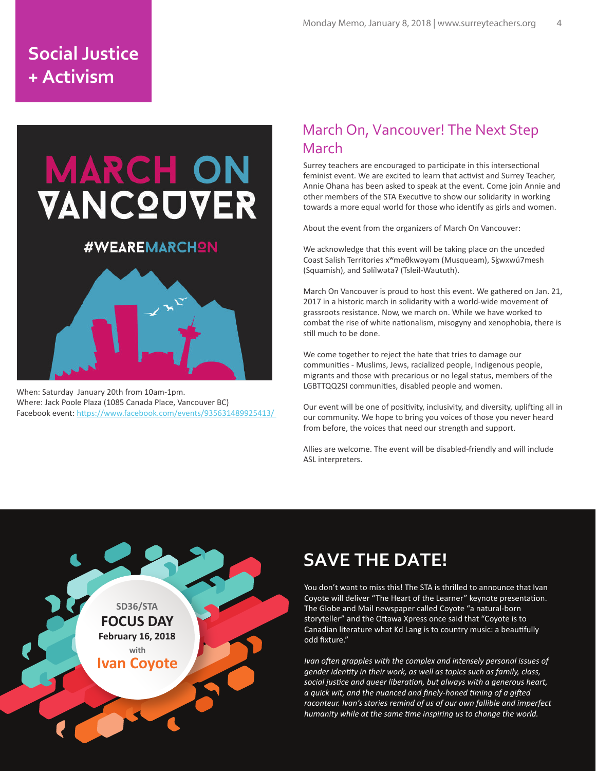# Social Justice + Activism

MARCH ON VANCOUVER

#WEAREMARCHON

When: Saturday January 20th from 10am-1pm.
Where: Jack Poole Plaza (1085 Canada Place, Vancouver BC)
Facebook event: https://www.facebook.com/events/935631489925413/

## March On, Vancouver! The Next Step March

Surrey teachers are encouraged to participate in this intersectional feminist event. We are excited to learn that activist and Surrey Teacher, Annie Ohana has been asked to speak at the event. Come join Annie and other members of the STA Executive to show our solidarity in working towards a more equal world for those who identify as girls and women.

About the event from the organizers of March On Vancouver:

We acknowledge that this event will be taking place on the unceded Coast Salish Territories xʷməθkwəy̓əm (Musqueam), Sḵwxwú7mesh (Squamish), and Səl̓ílwətaʔ (Tsleil-Waututh).

March On Vancouver is proud to host this event. We gathered on Jan. 21, 2017 in a historic march in solidarity with a world-wide movement of grassroots resistance. Now, we march on. While we have worked to combat the rise of white nationalism, misogyny and xenophobia, there is still much to be done.

We come together to reject the hate that tries to damage our communities - Muslims, Jews, racialized people, Indigenous people, migrants and those with precarious or no legal status, members of the LGBTTQQ2SI communities, disabled people and women.

Our event will be one of positivity, inclusivity, and diversity, uplifting all in our community. We hope to bring you voices of those you never heard from before, the voices that need our strength and support.

Allies are welcome. The event will be disabled-friendly and will include ASL interpreters.

SD36/STA
**FOCUS DAY**
**February 16, 2018**
with
**Ivan Coyote**

## SAVE THE DATE!

You don't want to miss this! The STA is thrilled to announce that Ivan Coyote will deliver "The Heart of the Learner" keynote presentation. The Globe and Mail newspaper called Coyote "a natural-born storyteller" and the Ottawa Xpress once said that "Coyote is to Canadian literature what Kd Lang is to country music: a beautifully odd fixture."

*Ivan often grapples with the complex and intensely personal issues of gender identity in their work, as well as topics such as family, class, social justice and queer liberation, but always with a generous heart, a quick wit, and the nuanced and finely-honed timing of a gifted raconteur. Ivan's stories remind of us of our own fallible and imperfect humanity while at the same time inspiring us to change the world.*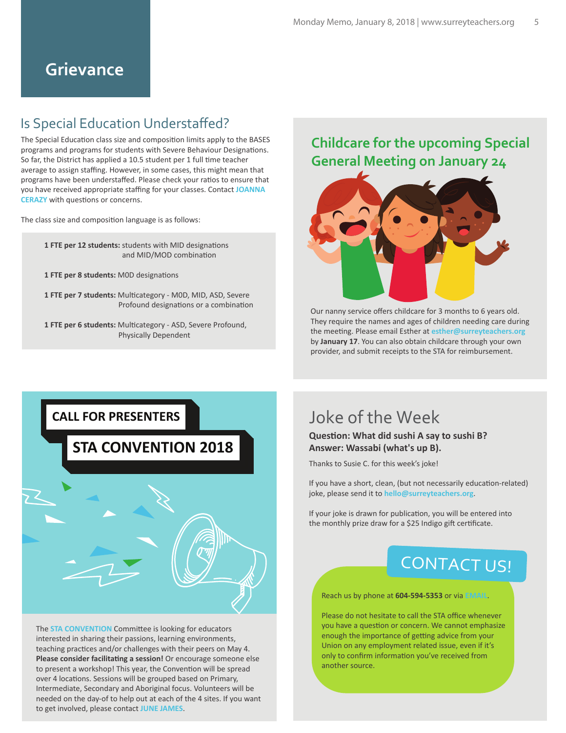# Grievance

## Is Special Education Understaffed?

The Special Education class size and composition limits apply to the BASES programs and programs for students with Severe Behaviour Designations. So far, the District has applied a 10.5 student per 1 full time teacher average to assign staffing. However, in some cases, this might mean that programs have been understaffed. Please check your ratios to ensure that you have received appropriate staffing for your classes. Contact JOANNA CERAZY with questions or concerns.

The class size and composition language is as follows:

**1 FTE per 12 students:** students with MID designations and MID/MOD combination

**1 FTE per 8 students:** MOD designations

**1 FTE per 7 students:** Multicategory - MOD, MID, ASD, Severe Profound designations or a combination

**1 FTE per 6 students:** Multicategory - ASD, Severe Profound, Physically Dependent

## Childcare for the upcoming Special General Meeting on January 24

Our nanny service offers childcare for 3 months to 6 years old. They require the names and ages of children needing care during the meeting. Please email Esther at esther@surreyteachers.org by **January 17**. You can also obtain childcare through your own provider, and submit receipts to the STA for reimbursement.

## CALL FOR PRESENTERS STA CONVENTION 2018

The STA CONVENTION Committee is looking for educators interested in sharing their passions, learning environments, teaching practices and/or challenges with their peers on May 4. **Please consider facilitating a session!** Or encourage someone else to present a workshop! This year, the Convention will be spread over 4 locations. Sessions will be grouped based on Primary, Intermediate, Secondary and Aboriginal focus. Volunteers will be needed on the day-of to help out at each of the 4 sites. If you want to get involved, please contact JUNE JAMES.

## Joke of the Week

**Question: What did sushi A say to sushi B?**
**Answer: Wassabi (what's up B).**

Thanks to Susie C. for this week's joke!

If you have a short, clean, (but not necessarily education-related) joke, please send it to hello@surreyteachers.org.

If your joke is drawn for publication, you will be entered into the monthly prize draw for a $25 Indigo gift certificate.

## CONTACT US!

Reach us by phone at **604-594-5353** or via EMAIL.

Please do not hesitate to call the STA office whenever you have a question or concern. We cannot emphasize enough the importance of getting advice from your Union on any employment related issue, even if it's only to confirm information you've received from another source.